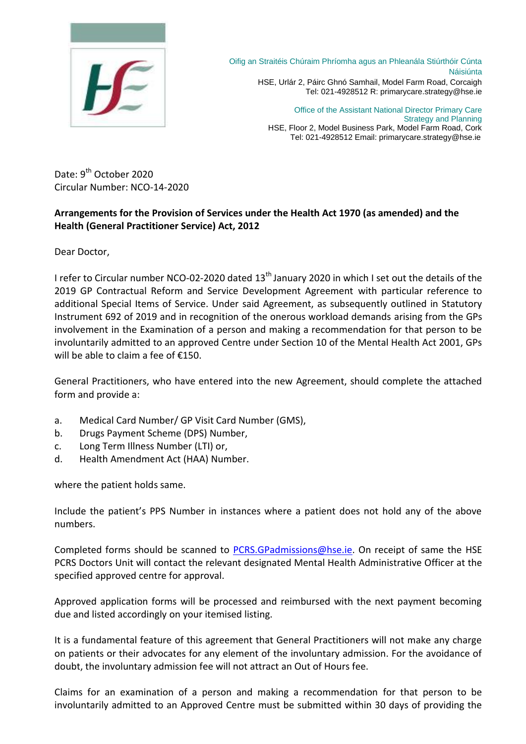Oifig an Straitéis Chúraim Phríomha agus an Phleanála Stiúrthóir Cúnta Náisiúnta
HSE, Urlár 2, Páirc Ghnó Samhail, Model Farm Road, Corcaigh
Tel: 021-4928512 R: primarycare.strategy@hse.ie

Office of the Assistant National Director Primary Care Strategy and Planning
HSE, Floor 2, Model Business Park, Model Farm Road, Cork
Tel: 021-4928512 Email: primarycare.strategy@hse.ie

Date: 9th October 2020
Circular Number: NCO-14-2020

**Arrangements for the Provision of Services under the Health Act 1970 (as amended) and the Health (General Practitioner Service) Act, 2012**

Dear Doctor,

I refer to Circular number NCO-02-2020 dated 13th January 2020 in which I set out the details of the 2019 GP Contractual Reform and Service Development Agreement with particular reference to additional Special Items of Service. Under said Agreement, as subsequently outlined in Statutory Instrument 692 of 2019 and in recognition of the onerous workload demands arising from the GPs involvement in the Examination of a person and making a recommendation for that person to be involuntarily admitted to an approved Centre under Section 10 of the Mental Health Act 2001, GPs will be able to claim a fee of €150.

General Practitioners, who have entered into the new Agreement, should complete the attached form and provide a:

a. Medical Card Number/ GP Visit Card Number (GMS),
b. Drugs Payment Scheme (DPS) Number,
c. Long Term Illness Number (LTI) or,
d. Health Amendment Act (HAA) Number.

where the patient holds same.

Include the patient's PPS Number in instances where a patient does not hold any of the above numbers.

Completed forms should be scanned to PCRS.GPadmissions@hse.ie. On receipt of same the HSE PCRS Doctors Unit will contact the relevant designated Mental Health Administrative Officer at the specified approved centre for approval.

Approved application forms will be processed and reimbursed with the next payment becoming due and listed accordingly on your itemised listing.

It is a fundamental feature of this agreement that General Practitioners will not make any charge on patients or their advocates for any element of the involuntary admission. For the avoidance of doubt, the involuntary admission fee will not attract an Out of Hours fee.

Claims for an examination of a person and making a recommendation for that person to be involuntarily admitted to an Approved Centre must be submitted within 30 days of providing the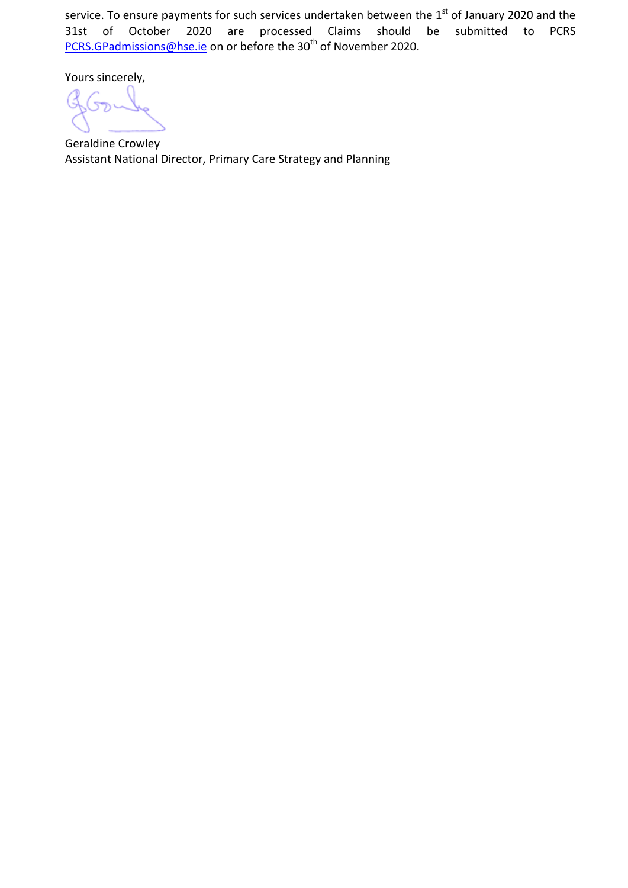service. To ensure payments for such services undertaken between the 1st of January 2020 and the 31st of October 2020 are processed Claims should be submitted to PCRS PCRS.GPadmissions@hse.ie on or before the 30th of November 2020.

Yours sincerely,

Geraldine Crowley
Assistant National Director, Primary Care Strategy and Planning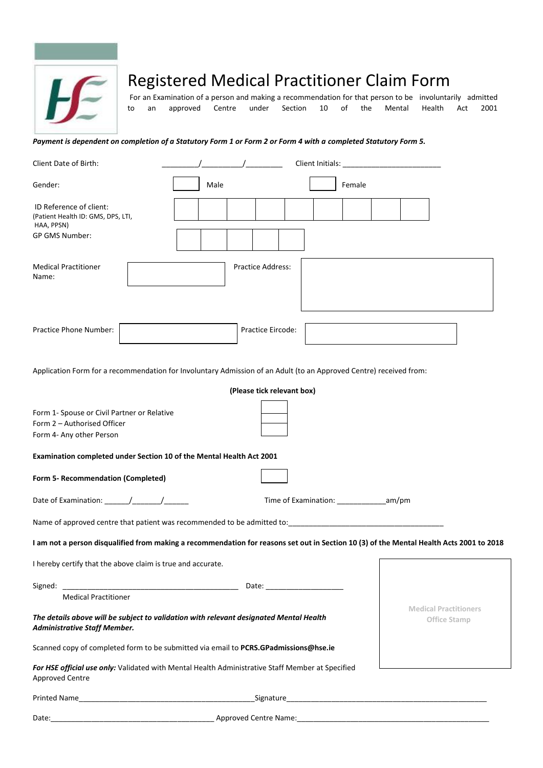# Registered Medical Practitioner Claim Form

For an Examination of a person and making a recommendation for that person to be involuntarily admitted to an approved Centre under Section 10 of the Mental Health Act 2001

***Payment is dependent on completion of a Statutory Form 1 or Form 2 or Form 4 with a completed Statutory Form 5.***

Client Date of Birth: ________/_________/________ Client Initials: ________________________

Gender: ☐ Male ☐ Female

ID Reference of client: (Patient Health ID: GMS, DPS, LTI, HAA, PPSN)

| | | | | | | | | |
|---|---|---|---|---|---|---|---|---|
| | | | | | | | | |

GP GMS Number:

| | | | | |
|---|---|---|---|---|
| | | | | |

Medical Practitioner Name: ____________ Practice Address: ____________

Practice Phone Number: ____________ Practice Eircode: ____________

Application Form for a recommendation for Involuntary Admission of an Adult (to an Approved Centre) received from:

**(Please tick relevant box)**

Form 1- Spouse or Civil Partner or Relative ☐
Form 2 – Authorised Officer ☐
Form 4- Any other Person ☐

**Examination completed under Section 10 of the Mental Health Act 2001**

**Form 5- Recommendation (Completed)** ☐

Date of Examination: ______/_______/______ Time of Examination: ____________am/pm

Name of approved centre that patient was recommended to be admitted to:______________________________________

**I am not a person disqualified from making a recommendation for reasons set out in Section 10 (3) of the Mental Health Acts 2001 to 2018**

I hereby certify that the above claim is true and accurate.

Signed: ____________________________________________ Date: ___________________
Medical Practitioner

Medical Practitioners Office Stamp

***The details above will be subject to validation with relevant designated Mental Health Administrative Staff Member.***

Scanned copy of completed form to be submitted via email to **PCRS.GPadmissions@hse.ie**

***For HSE official use only:*** Validated with Mental Health Administrative Staff Member at Specified Approved Centre

Printed Name___________________________________________Signature_________________________________________________

Date:_________________________________________ Approved Centre Name:________________________________________________